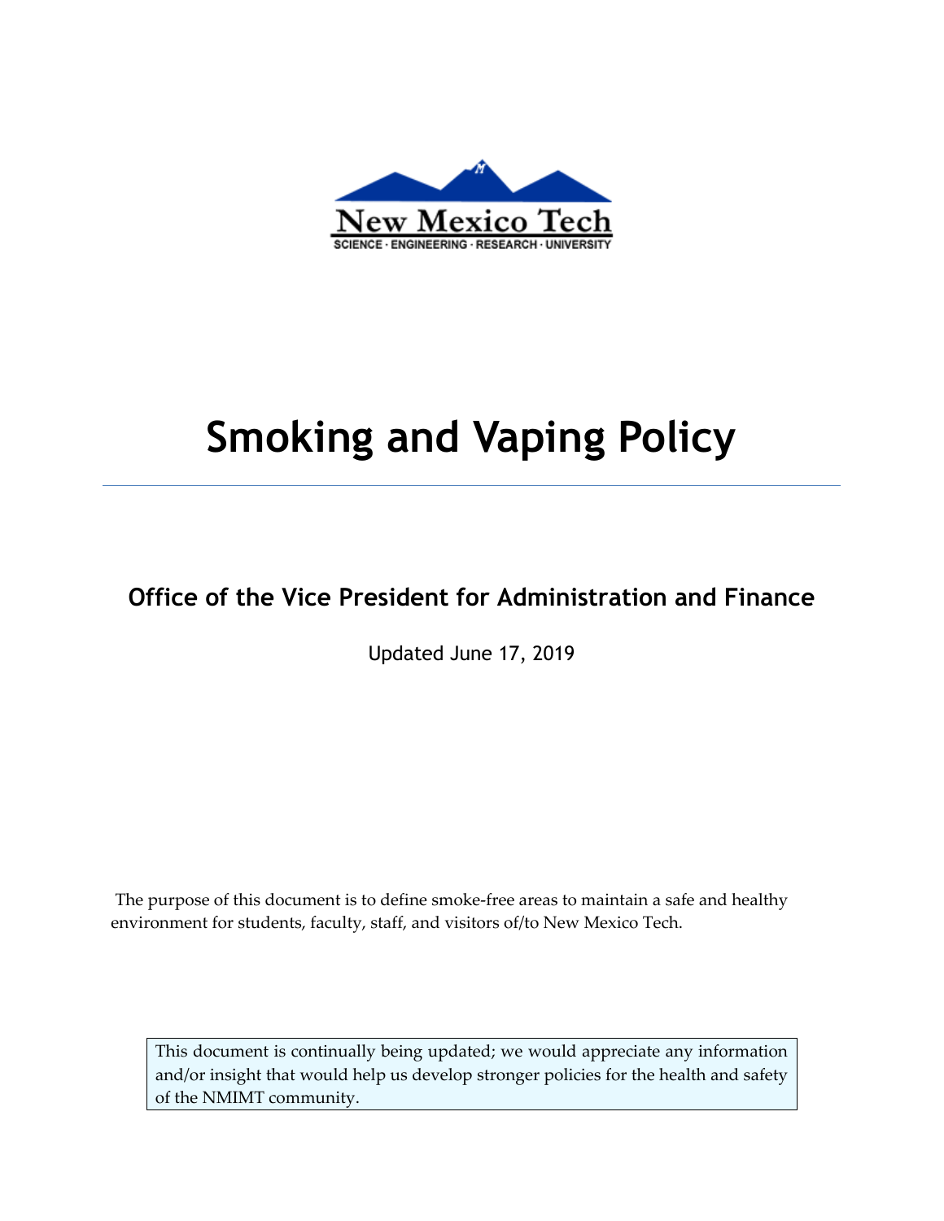New Mexico Tech

SCIENCE · ENGINEERING · RESEARCH · UNIVERSITY

# Smoking and Vaping Policy

## Office of the Vice President for Administration and Finance

Updated June 17, 2019

The purpose of this document is to define smoke-free areas to maintain a safe and healthy environment for students, faculty, staff, and visitors of/to New Mexico Tech.

> This document is continually being updated; we would appreciate any information and/or insight that would help us develop stronger policies for the health and safety of the NMIMT community.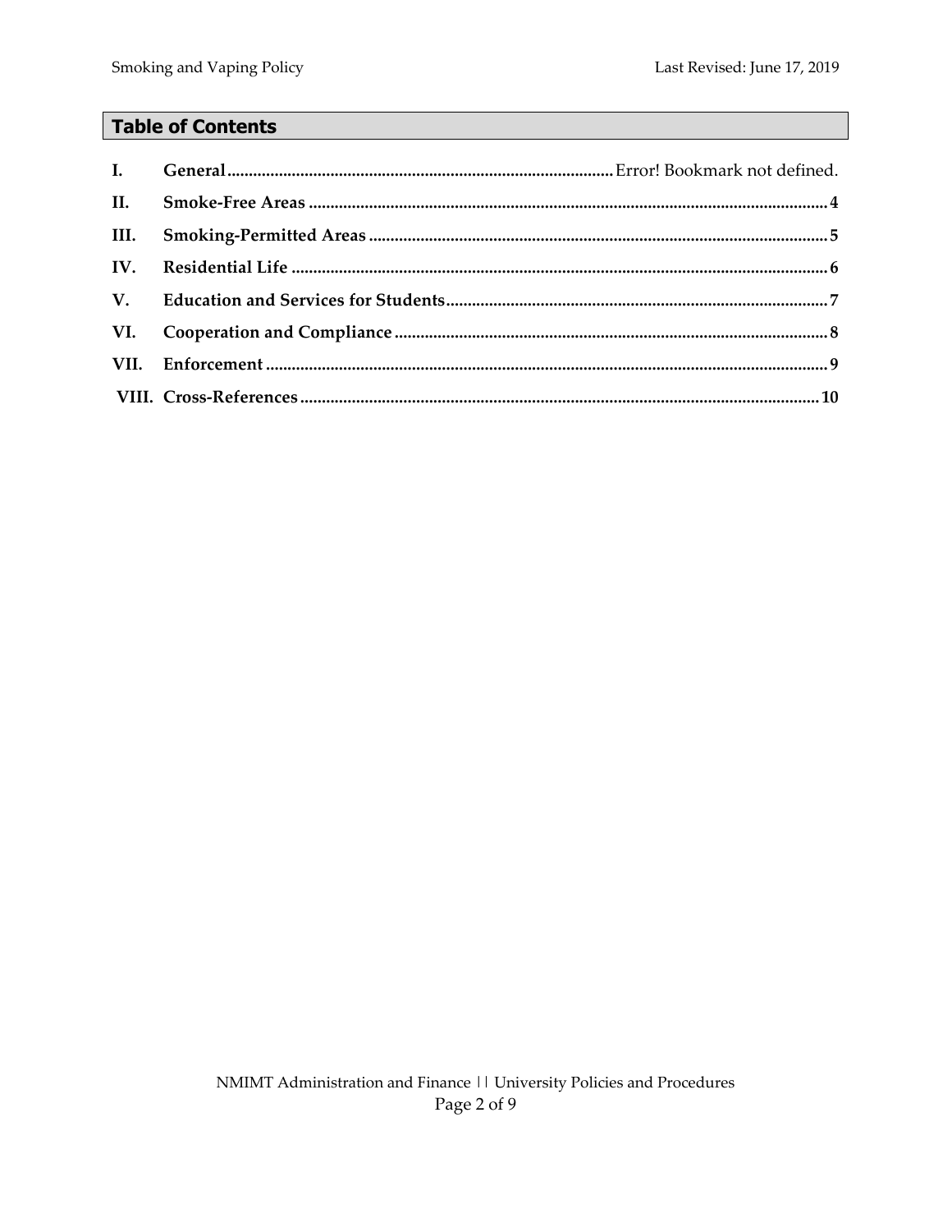## Table of Contents

| | | |
|---|---|---|
| **I.** | **General** | Error! Bookmark not defined. |
| **II.** | **Smoke-Free Areas** | **4** |
| **III.** | **Smoking-Permitted Areas** | **5** |
| **IV.** | **Residential Life** | **6** |
| **V.** | **Education and Services for Students** | **7** |
| **VI.** | **Cooperation and Compliance** | **8** |
| **VII.** | **Enforcement** | **9** |
| **VIII.** | **Cross-References** | **10** |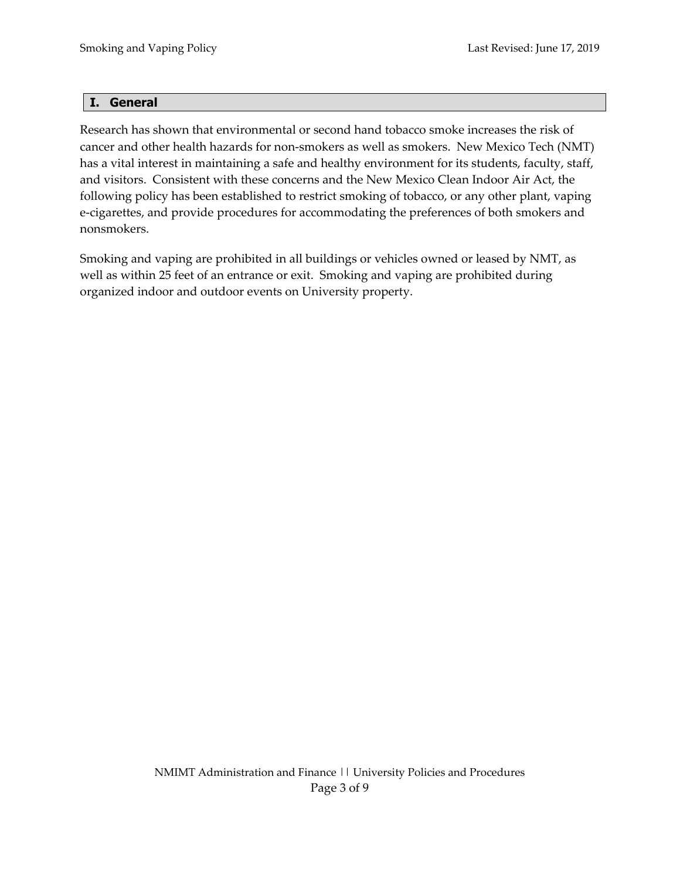## I. General

Research has shown that environmental or second hand tobacco smoke increases the risk of cancer and other health hazards for non-smokers as well as smokers. New Mexico Tech (NMT) has a vital interest in maintaining a safe and healthy environment for its students, faculty, staff, and visitors. Consistent with these concerns and the New Mexico Clean Indoor Air Act, the following policy has been established to restrict smoking of tobacco, or any other plant, vaping e-cigarettes, and provide procedures for accommodating the preferences of both smokers and nonsmokers.

Smoking and vaping are prohibited in all buildings or vehicles owned or leased by NMT, as well as within 25 feet of an entrance or exit. Smoking and vaping are prohibited during organized indoor and outdoor events on University property.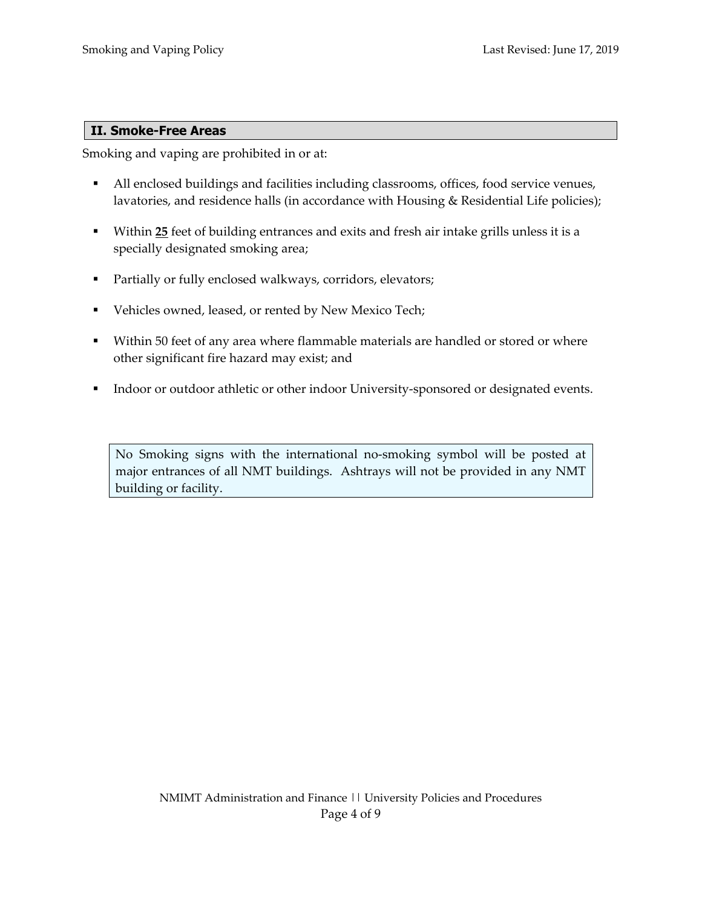## II. Smoke-Free Areas

Smoking and vaping are prohibited in or at:

- All enclosed buildings and facilities including classrooms, offices, food service venues, lavatories, and residence halls (in accordance with Housing & Residential Life policies);
- Within **25** feet of building entrances and exits and fresh air intake grills unless it is a specially designated smoking area;
- Partially or fully enclosed walkways, corridors, elevators;
- Vehicles owned, leased, or rented by New Mexico Tech;
- Within 50 feet of any area where flammable materials are handled or stored or where other significant fire hazard may exist; and
- Indoor or outdoor athletic or other indoor University-sponsored or designated events.

No Smoking signs with the international no-smoking symbol will be posted at major entrances of all NMT buildings. Ashtrays will not be provided in any NMT building or facility.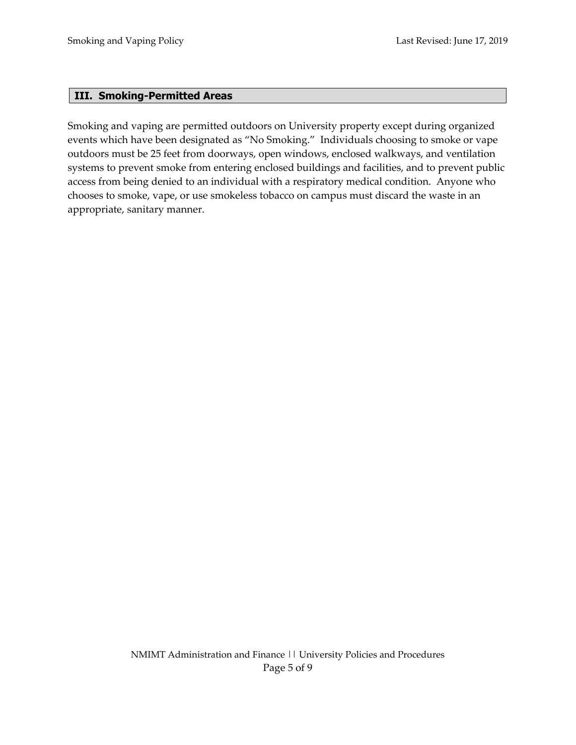## III. Smoking-Permitted Areas

Smoking and vaping are permitted outdoors on University property except during organized events which have been designated as "No Smoking." Individuals choosing to smoke or vape outdoors must be 25 feet from doorways, open windows, enclosed walkways, and ventilation systems to prevent smoke from entering enclosed buildings and facilities, and to prevent public access from being denied to an individual with a respiratory medical condition. Anyone who chooses to smoke, vape, or use smokeless tobacco on campus must discard the waste in an appropriate, sanitary manner.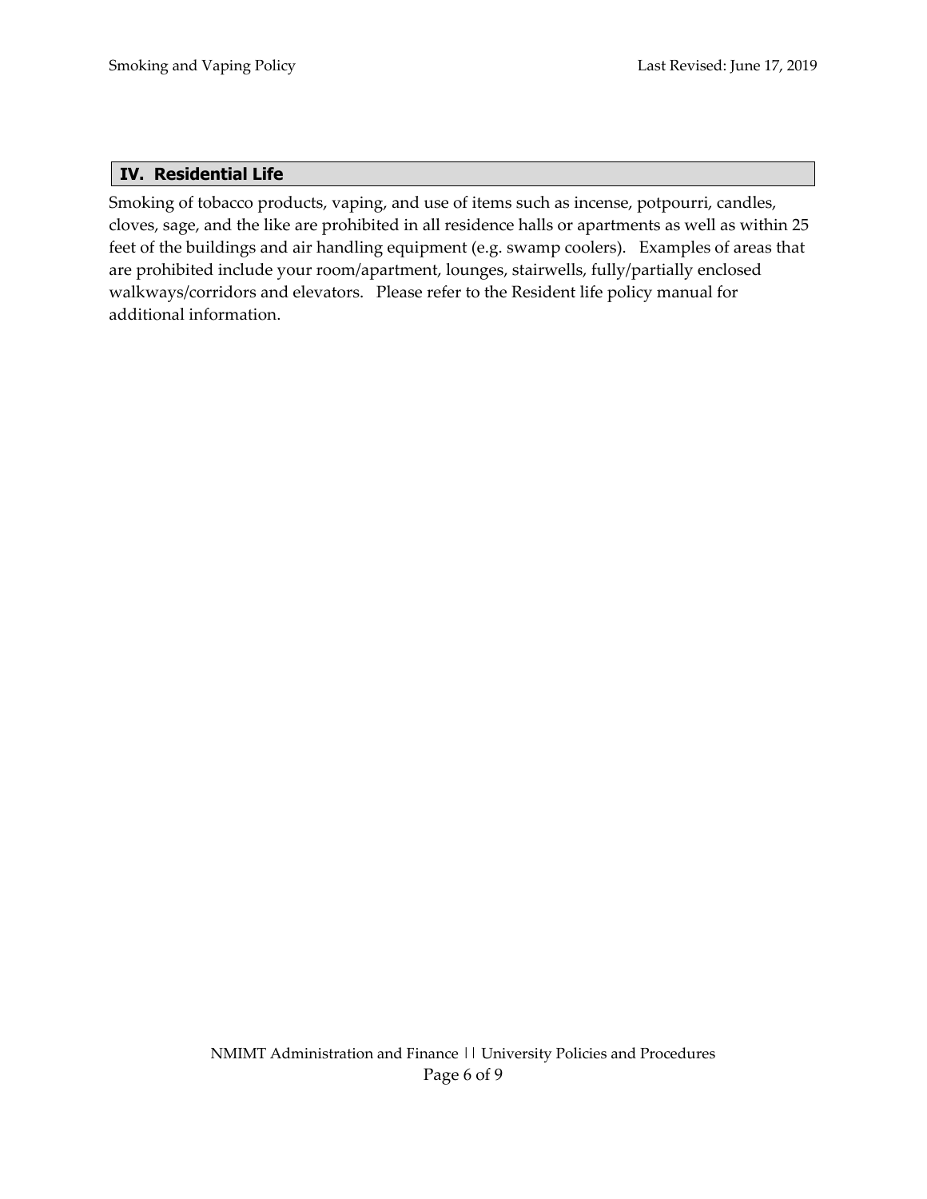## IV. Residential Life

Smoking of tobacco products, vaping, and use of items such as incense, potpourri, candles, cloves, sage, and the like are prohibited in all residence halls or apartments as well as within 25 feet of the buildings and air handling equipment (e.g. swamp coolers). Examples of areas that are prohibited include your room/apartment, lounges, stairwells, fully/partially enclosed walkways/corridors and elevators. Please refer to the Resident life policy manual for additional information.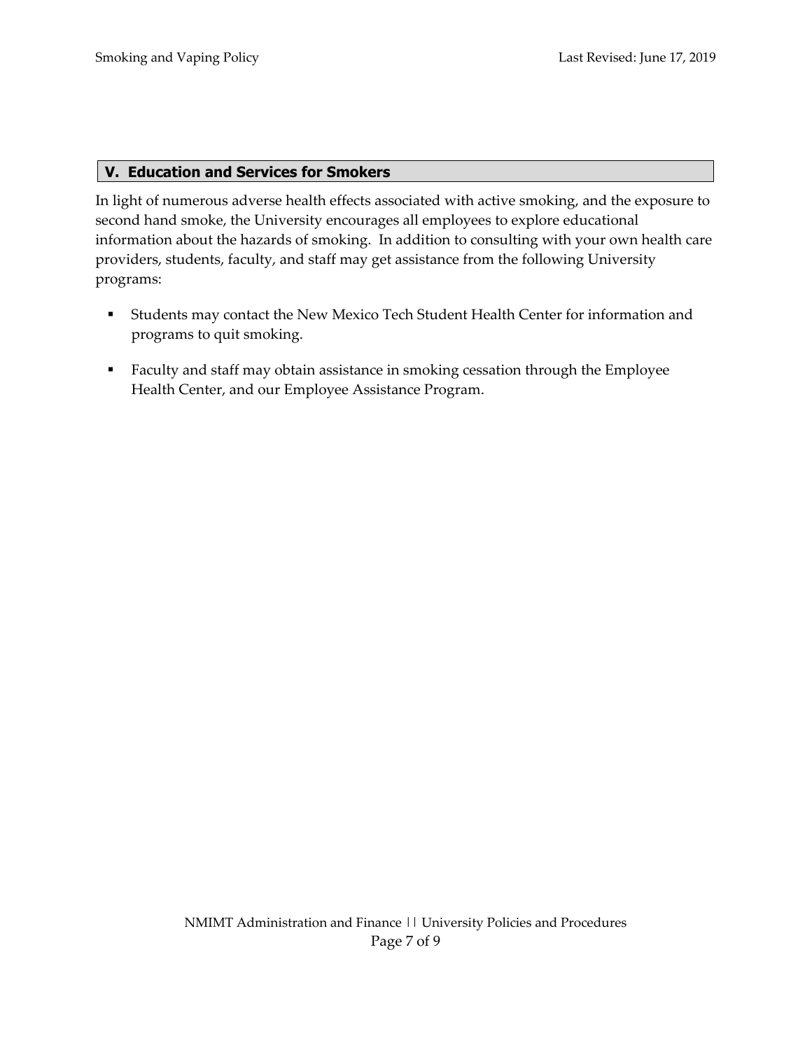## V. Education and Services for Smokers

In light of numerous adverse health effects associated with active smoking, and the exposure to second hand smoke, the University encourages all employees to explore educational information about the hazards of smoking. In addition to consulting with your own health care providers, students, faculty, and staff may get assistance from the following University programs:

- Students may contact the New Mexico Tech Student Health Center for information and programs to quit smoking.
- Faculty and staff may obtain assistance in smoking cessation through the Employee Health Center, and our Employee Assistance Program.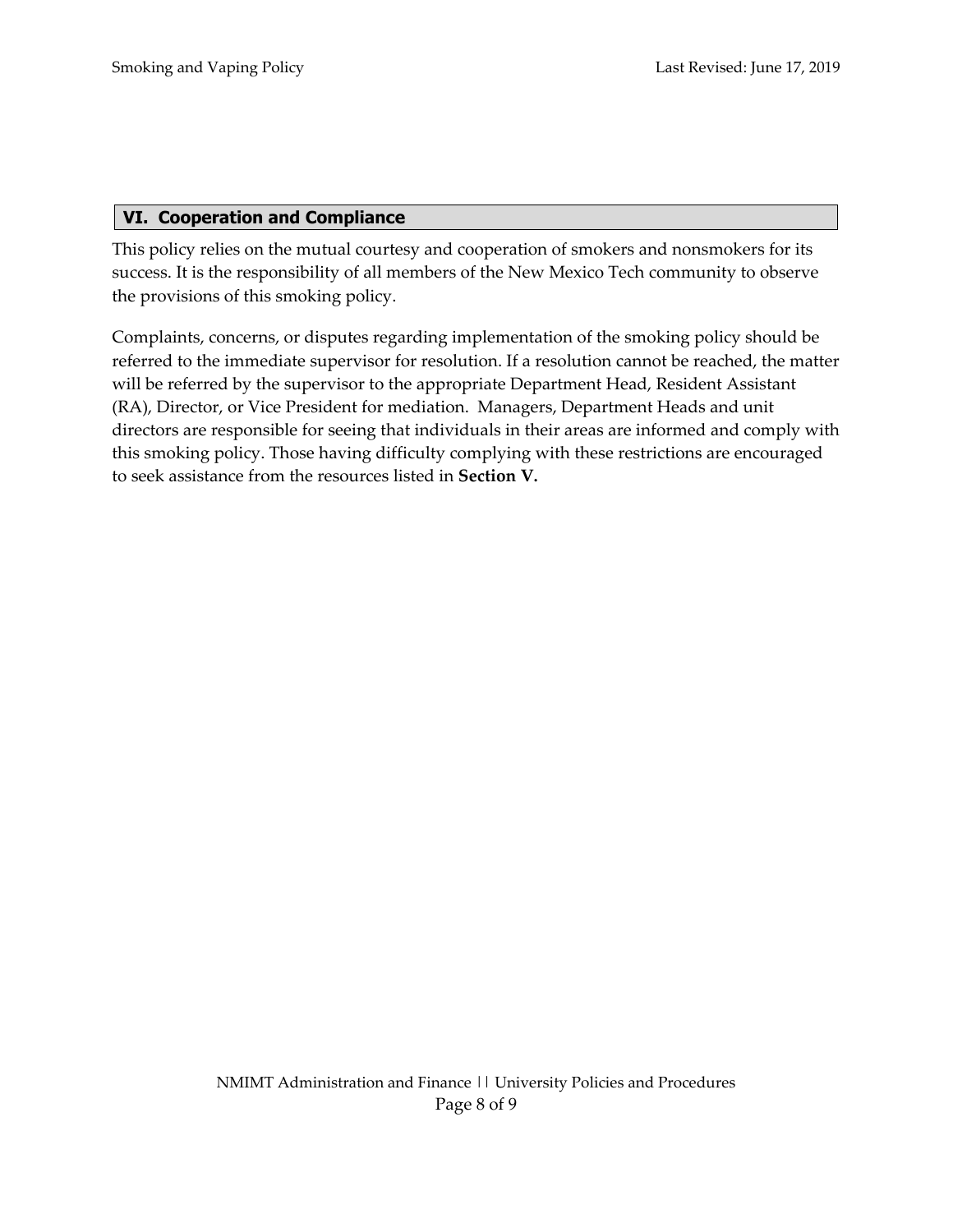## VI. Cooperation and Compliance

This policy relies on the mutual courtesy and cooperation of smokers and nonsmokers for its success. It is the responsibility of all members of the New Mexico Tech community to observe the provisions of this smoking policy.

Complaints, concerns, or disputes regarding implementation of the smoking policy should be referred to the immediate supervisor for resolution. If a resolution cannot be reached, the matter will be referred by the supervisor to the appropriate Department Head, Resident Assistant (RA), Director, or Vice President for mediation. Managers, Department Heads and unit directors are responsible for seeing that individuals in their areas are informed and comply with this smoking policy. Those having difficulty complying with these restrictions are encouraged to seek assistance from the resources listed in **Section V.**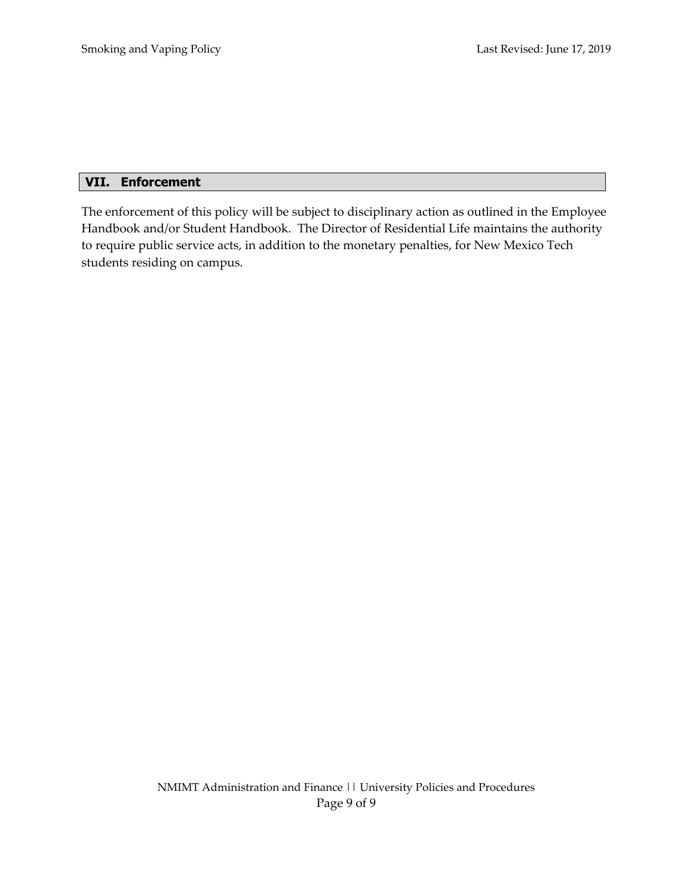## VII. Enforcement

The enforcement of this policy will be subject to disciplinary action as outlined in the Employee Handbook and/or Student Handbook. The Director of Residential Life maintains the authority to require public service acts, in addition to the monetary penalties, for New Mexico Tech students residing on campus.